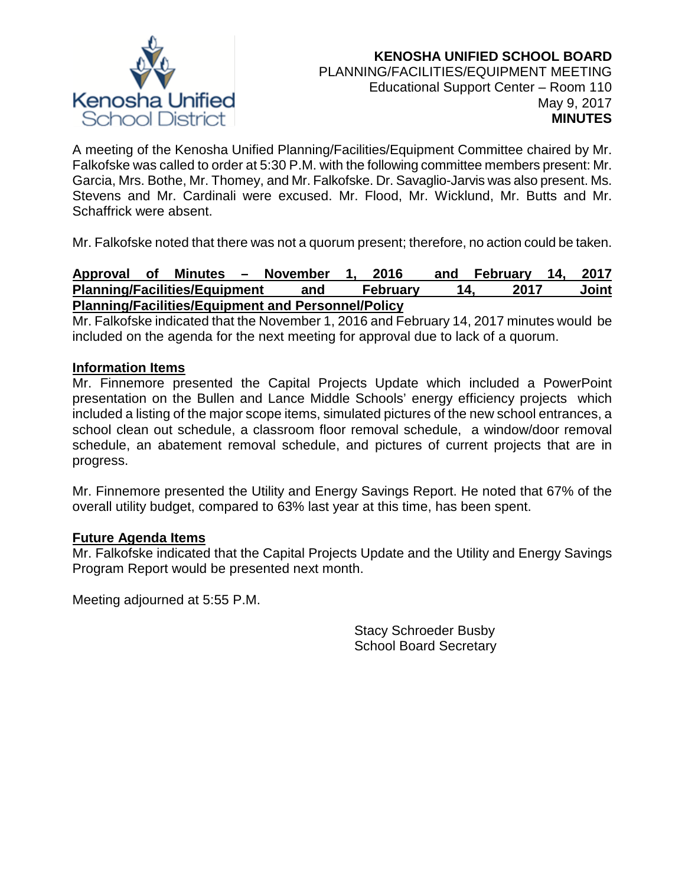# KENOSHA UNIFIED SCHOOL BOARD

PLANNING/FACILITIES/EQUIPMENT MEETING
Educational Support Center – Room 110
May 9, 2017
**MINUTES**

A meeting of the Kenosha Unified Planning/Facilities/Equipment Committee chaired by Mr. Falkofske was called to order at 5:30 P.M. with the following committee members present: Mr. Garcia, Mrs. Bothe, Mr. Thomey, and Mr. Falkofske. Dr. Savaglio-Jarvis was also present. Ms. Stevens and Mr. Cardinali were excused. Mr. Flood, Mr. Wicklund, Mr. Butts and Mr. Schaffrick were absent.

Mr. Falkofske noted that there was not a quorum present; therefore, no action could be taken.

**Approval of Minutes – November 1, 2016 and February 14, 2017 Planning/Facilities/Equipment and February 14, 2017 Joint Planning/Facilities/Equipment and Personnel/Policy**

Mr. Falkofske indicated that the November 1, 2016 and February 14, 2017 minutes would be included on the agenda for the next meeting for approval due to lack of a quorum.

**Information Items**

Mr. Finnemore presented the Capital Projects Update which included a PowerPoint presentation on the Bullen and Lance Middle Schools' energy efficiency projects which included a listing of the major scope items, simulated pictures of the new school entrances, a school clean out schedule, a classroom floor removal schedule, a window/door removal schedule, an abatement removal schedule, and pictures of current projects that are in progress.

Mr. Finnemore presented the Utility and Energy Savings Report. He noted that 67% of the overall utility budget, compared to 63% last year at this time, has been spent.

**Future Agenda Items**

Mr. Falkofske indicated that the Capital Projects Update and the Utility and Energy Savings Program Report would be presented next month.

Meeting adjourned at 5:55 P.M.

Stacy Schroeder Busby
School Board Secretary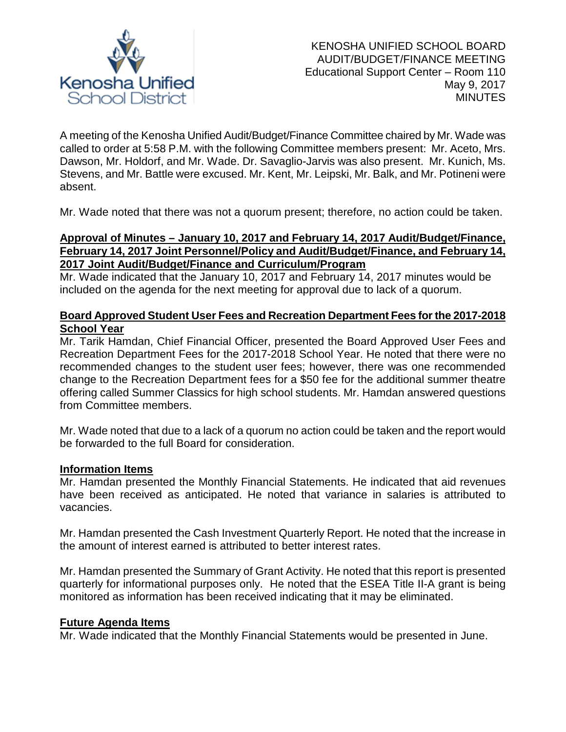KENOSHA UNIFIED SCHOOL BOARD
AUDIT/BUDGET/FINANCE MEETING
Educational Support Center – Room 110
May 9, 2017
MINUTES

A meeting of the Kenosha Unified Audit/Budget/Finance Committee chaired by Mr. Wade was called to order at 5:58 P.M. with the following Committee members present: Mr. Aceto, Mrs. Dawson, Mr. Holdorf, and Mr. Wade. Dr. Savaglio-Jarvis was also present. Mr. Kunich, Ms. Stevens, and Mr. Battle were excused. Mr. Kent, Mr. Leipski, Mr. Balk, and Mr. Potineni were absent.

Mr. Wade noted that there was not a quorum present; therefore, no action could be taken.

**Approval of Minutes – January 10, 2017 and February 14, 2017 Audit/Budget/Finance, February 14, 2017 Joint Personnel/Policy and Audit/Budget/Finance, and February 14, 2017 Joint Audit/Budget/Finance and Curriculum/Program**

Mr. Wade indicated that the January 10, 2017 and February 14, 2017 minutes would be included on the agenda for the next meeting for approval due to lack of a quorum.

**Board Approved Student User Fees and Recreation Department Fees for the 2017-2018 School Year**

Mr. Tarik Hamdan, Chief Financial Officer, presented the Board Approved User Fees and Recreation Department Fees for the 2017-2018 School Year. He noted that there were no recommended changes to the student user fees; however, there was one recommended change to the Recreation Department fees for a $50 fee for the additional summer theatre offering called Summer Classics for high school students. Mr. Hamdan answered questions from Committee members.

Mr. Wade noted that due to a lack of a quorum no action could be taken and the report would be forwarded to the full Board for consideration.

**Information Items**

Mr. Hamdan presented the Monthly Financial Statements. He indicated that aid revenues have been received as anticipated. He noted that variance in salaries is attributed to vacancies.

Mr. Hamdan presented the Cash Investment Quarterly Report. He noted that the increase in the amount of interest earned is attributed to better interest rates.

Mr. Hamdan presented the Summary of Grant Activity. He noted that this report is presented quarterly for informational purposes only. He noted that the ESEA Title II-A grant is being monitored as information has been received indicating that it may be eliminated.

**Future Agenda Items**

Mr. Wade indicated that the Monthly Financial Statements would be presented in June.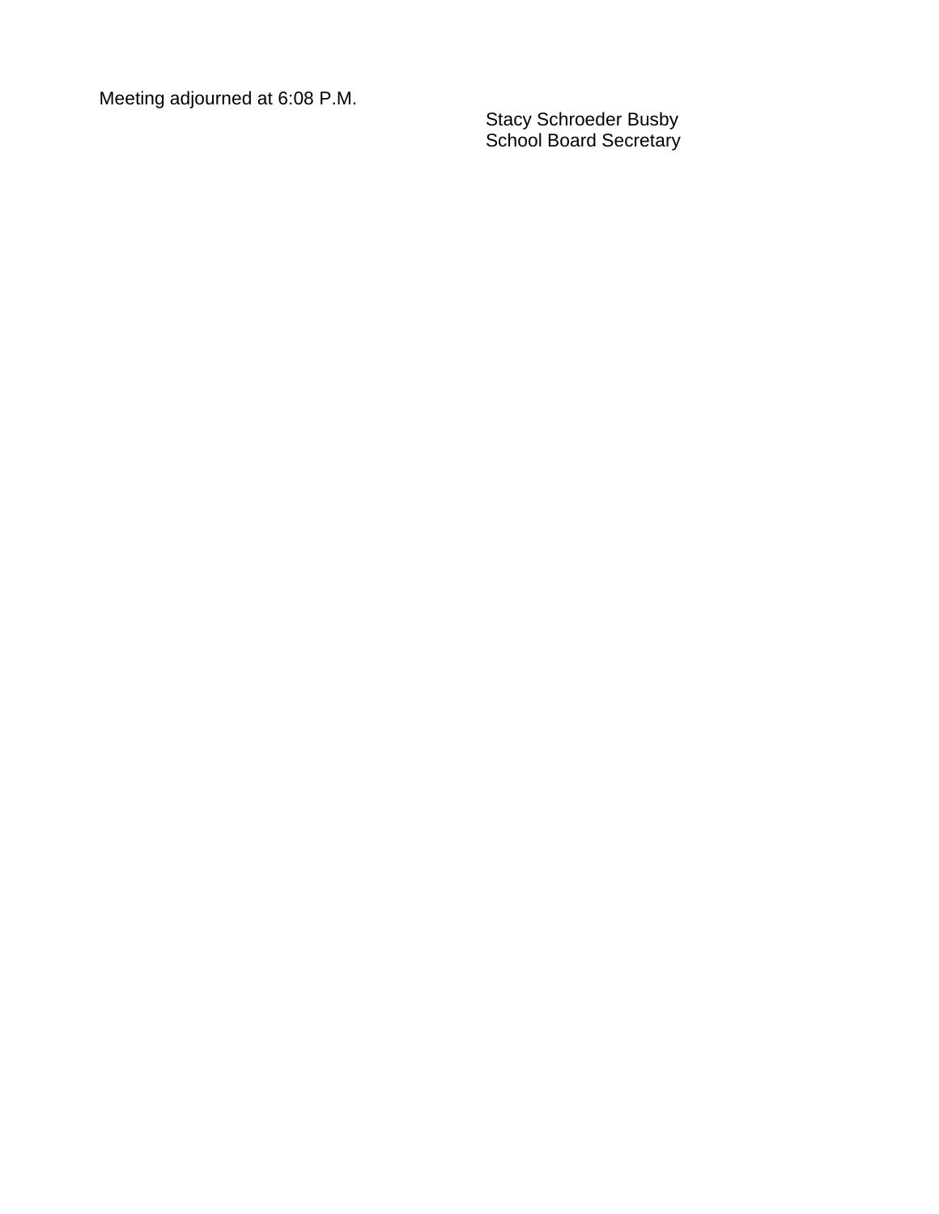Meeting adjourned at 6:08 P.M.

Stacy Schroeder Busby
School Board Secretary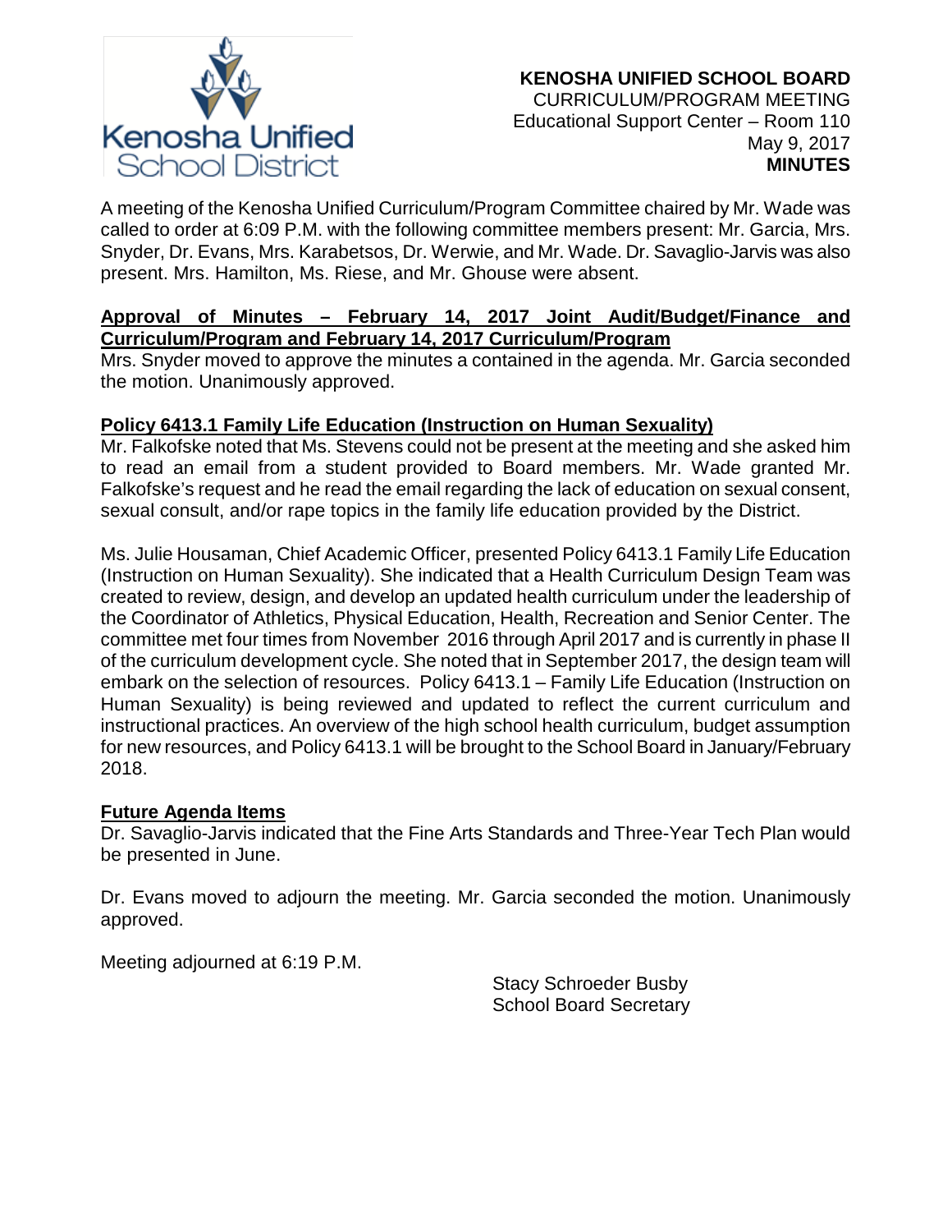**KENOSHA UNIFIED SCHOOL BOARD**
CURRICULUM/PROGRAM MEETING
Educational Support Center – Room 110
May 9, 2017
**MINUTES**

A meeting of the Kenosha Unified Curriculum/Program Committee chaired by Mr. Wade was called to order at 6:09 P.M. with the following committee members present: Mr. Garcia, Mrs. Snyder, Dr. Evans, Mrs. Karabetsos, Dr. Werwie, and Mr. Wade. Dr. Savaglio-Jarvis was also present. Mrs. Hamilton, Ms. Riese, and Mr. Ghouse were absent.

**Approval of Minutes – February 14, 2017 Joint Audit/Budget/Finance and Curriculum/Program and February 14, 2017 Curriculum/Program**

Mrs. Snyder moved to approve the minutes a contained in the agenda. Mr. Garcia seconded the motion. Unanimously approved.

**Policy 6413.1 Family Life Education (Instruction on Human Sexuality)**

Mr. Falkofske noted that Ms. Stevens could not be present at the meeting and she asked him to read an email from a student provided to Board members. Mr. Wade granted Mr. Falkofske's request and he read the email regarding the lack of education on sexual consent, sexual consult, and/or rape topics in the family life education provided by the District.

Ms. Julie Housaman, Chief Academic Officer, presented Policy 6413.1 Family Life Education (Instruction on Human Sexuality). She indicated that a Health Curriculum Design Team was created to review, design, and develop an updated health curriculum under the leadership of the Coordinator of Athletics, Physical Education, Health, Recreation and Senior Center. The committee met four times from November 2016 through April 2017 and is currently in phase II of the curriculum development cycle. She noted that in September 2017, the design team will embark on the selection of resources. Policy 6413.1 – Family Life Education (Instruction on Human Sexuality) is being reviewed and updated to reflect the current curriculum and instructional practices. An overview of the high school health curriculum, budget assumption for new resources, and Policy 6413.1 will be brought to the School Board in January/February 2018.

**Future Agenda Items**

Dr. Savaglio-Jarvis indicated that the Fine Arts Standards and Three-Year Tech Plan would be presented in June.

Dr. Evans moved to adjourn the meeting. Mr. Garcia seconded the motion. Unanimously approved.

Meeting adjourned at 6:19 P.M.

Stacy Schroeder Busby
School Board Secretary